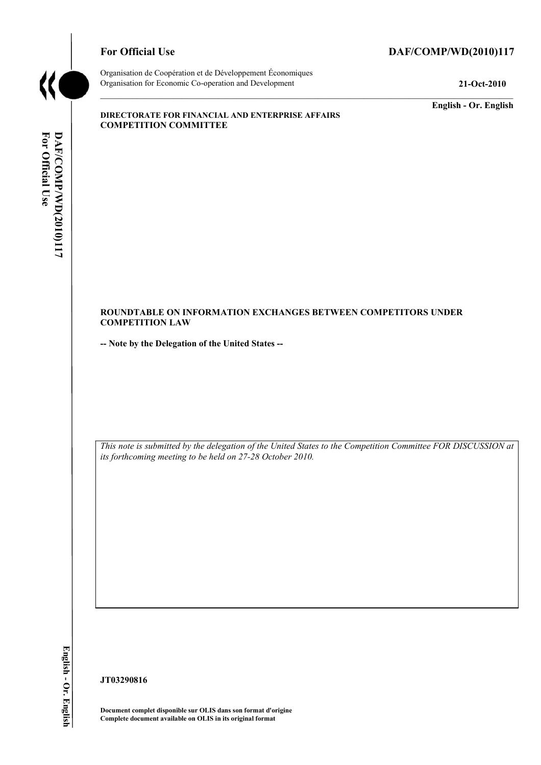**For Official Use** **DAF/COMP/WD(2010)117**

Organisation de Coopération et de Développement Économiques
Organisation for Economic Co-operation and Development **21-Oct-2010**

**English - Or. English**

**DIRECTORATE FOR FINANCIAL AND ENTERPRISE AFFAIRS**
**COMPETITION COMMITTEE**

**ROUNDTABLE ON INFORMATION EXCHANGES BETWEEN COMPETITORS UNDER COMPETITION LAW**

**-- Note by the Delegation of the United States --**

*This note is submitted by the delegation of the United States to the Competition Committee FOR DISCUSSION at its forthcoming meeting to be held on 27-28 October 2010.*

**JT03290816**

**Document complet disponible sur OLIS dans son format d'origine**
**Complete document available on OLIS in its original format**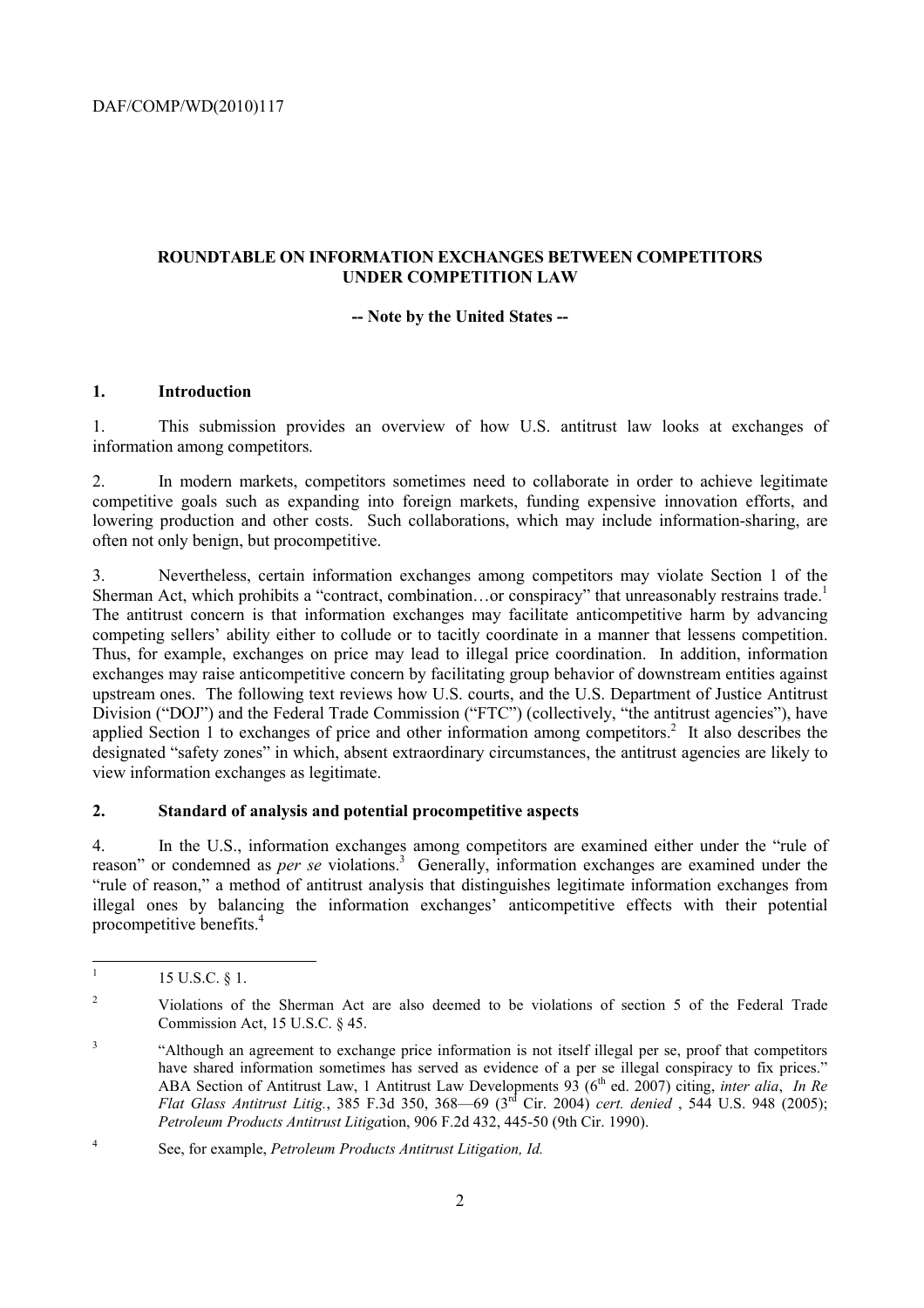## ROUNDTABLE ON INFORMATION EXCHANGES BETWEEN COMPETITORS UNDER COMPETITION LAW

**-- Note by the United States --**

### 1. Introduction

1. This submission provides an overview of how U.S. antitrust law looks at exchanges of information among competitors.

2. In modern markets, competitors sometimes need to collaborate in order to achieve legitimate competitive goals such as expanding into foreign markets, funding expensive innovation efforts, and lowering production and other costs. Such collaborations, which may include information-sharing, are often not only benign, but procompetitive.

3. Nevertheless, certain information exchanges among competitors may violate Section 1 of the Sherman Act, which prohibits a "contract, combination…or conspiracy" that unreasonably restrains trade.[1] The antitrust concern is that information exchanges may facilitate anticompetitive harm by advancing competing sellers' ability either to collude or to tacitly coordinate in a manner that lessens competition. Thus, for example, exchanges on price may lead to illegal price coordination. In addition, information exchanges may raise anticompetitive concern by facilitating group behavior of downstream entities against upstream ones. The following text reviews how U.S. courts, and the U.S. Department of Justice Antitrust Division ("DOJ") and the Federal Trade Commission ("FTC") (collectively, "the antitrust agencies"), have applied Section 1 to exchanges of price and other information among competitors.[2] It also describes the designated "safety zones" in which, absent extraordinary circumstances, the antitrust agencies are likely to view information exchanges as legitimate.

### 2. Standard of analysis and potential procompetitive aspects

4. In the U.S., information exchanges among competitors are examined either under the "rule of reason" or condemned as *per se* violations.[3] Generally, information exchanges are examined under the "rule of reason," a method of antitrust analysis that distinguishes legitimate information exchanges from illegal ones by balancing the information exchanges' anticompetitive effects with their potential procompetitive benefits.[4]

---

[1] 15 U.S.C. § 1.

[2] Violations of the Sherman Act are also deemed to be violations of section 5 of the Federal Trade Commission Act, 15 U.S.C. § 45.

[3] "Although an agreement to exchange price information is not itself illegal per se, proof that competitors have shared information sometimes has served as evidence of a per se illegal conspiracy to fix prices." ABA Section of Antitrust Law, 1 Antitrust Law Developments 93 (6th ed. 2007) citing, *inter alia*, *In Re Flat Glass Antitrust Litig.*, 385 F.3d 350, 368—69 (3rd Cir. 2004) *cert. denied* , 544 U.S. 948 (2005); *Petroleum Products Antitrust Litiga*tion, 906 F.2d 432, 445-50 (9th Cir. 1990).

[4] See, for example, *Petroleum Products Antitrust Litigation, Id.*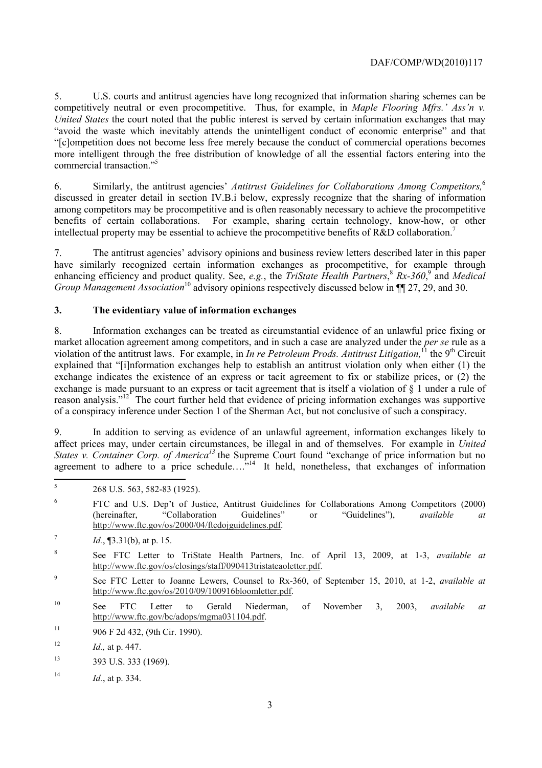5. U.S. courts and antitrust agencies have long recognized that information sharing schemes can be competitively neutral or even procompetitive. Thus, for example, in *Maple Flooring Mfrs.' Ass'n v. United States* the court noted that the public interest is served by certain information exchanges that may "avoid the waste which inevitably attends the unintelligent conduct of economic enterprise" and that "[c]ompetition does not become less free merely because the conduct of commercial operations becomes more intelligent through the free distribution of knowledge of all the essential factors entering into the commercial transaction."[5]

6. Similarly, the antitrust agencies' *Antitrust Guidelines for Collaborations Among Competitors,*[6] discussed in greater detail in section IV.B.i below, expressly recognize that the sharing of information among competitors may be procompetitive and is often reasonably necessary to achieve the procompetitive benefits of certain collaborations. For example, sharing certain technology, know-how, or other intellectual property may be essential to achieve the procompetitive benefits of R&D collaboration.[7]

7. The antitrust agencies' advisory opinions and business review letters described later in this paper have similarly recognized certain information exchanges as procompetitive, for example through enhancing efficiency and product quality. See, *e.g.*, the *TriState Health Partners*,[8] *Rx-360*,[9] and *Medical Group Management Association*[10] advisory opinions respectively discussed below in ¶¶ 27, 29, and 30.

## 3. The evidentiary value of information exchanges

8. Information exchanges can be treated as circumstantial evidence of an unlawful price fixing or market allocation agreement among competitors, and in such a case are analyzed under the *per se* rule as a violation of the antitrust laws. For example, in *In re Petroleum Prods. Antitrust Litigation,*[11] the 9th Circuit explained that "[i]nformation exchanges help to establish an antitrust violation only when either (1) the exchange indicates the existence of an express or tacit agreement to fix or stabilize prices, or (2) the exchange is made pursuant to an express or tacit agreement that is itself a violation of § 1 under a rule of reason analysis."[12] The court further held that evidence of pricing information exchanges was supportive of a conspiracy inference under Section 1 of the Sherman Act, but not conclusive of such a conspiracy.

9. In addition to serving as evidence of an unlawful agreement, information exchanges likely to affect prices may, under certain circumstances, be illegal in and of themselves. For example in *United States v. Container Corp. of America*[13] the Supreme Court found "exchange of price information but no agreement to adhere to a price schedule…."[14] It held, nonetheless, that exchanges of information

---

[5] 268 U.S. 563, 582-83 (1925).

[6] FTC and U.S. Dep't of Justice, Antitrust Guidelines for Collaborations Among Competitors (2000) (hereinafter, "Collaboration Guidelines" or "Guidelines"), *available at* http://www.ftc.gov/os/2000/04/ftcdojguidelines.pdf.

[7] *Id.*, ¶3.31(b), at p. 15.

[8] See FTC Letter to TriState Health Partners, Inc. of April 13, 2009, at 1-3, *available at* http://www.ftc.gov/os/closings/staff/090413tristateaoletter.pdf.

[9] See FTC Letter to Joanne Lewers, Counsel to Rx-360, of September 15, 2010, at 1-2, *available at* http://www.ftc.gov/os/2010/09/100916bloomletter.pdf.

[10] See FTC Letter to Gerald Niederman, of November 3, 2003, *available at* http://www.ftc.gov/bc/adops/mgma031104.pdf.

[11] 906 F 2d 432, (9th Cir. 1990).

[12] *Id.,* at p. 447.

[13] 393 U.S. 333 (1969).

[14] *Id.*, at p. 334.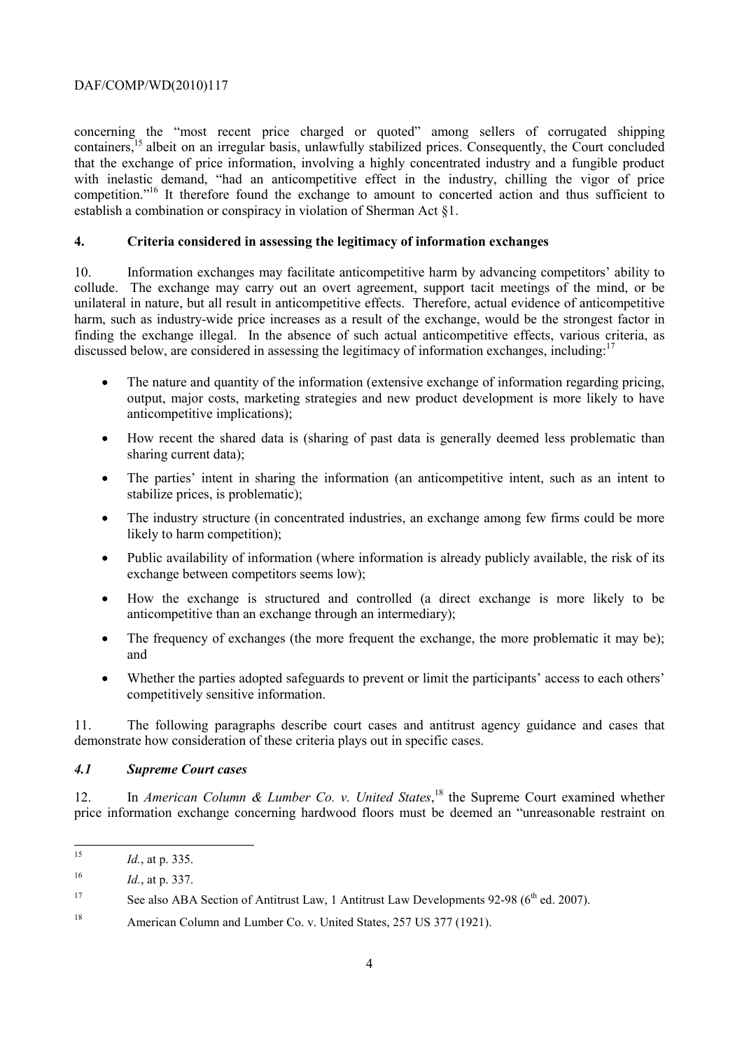concerning the "most recent price charged or quoted" among sellers of corrugated shipping containers,[15] albeit on an irregular basis, unlawfully stabilized prices. Consequently, the Court concluded that the exchange of price information, involving a highly concentrated industry and a fungible product with inelastic demand, "had an anticompetitive effect in the industry, chilling the vigor of price competition."[16] It therefore found the exchange to amount to concerted action and thus sufficient to establish a combination or conspiracy in violation of Sherman Act §1.

## 4. Criteria considered in assessing the legitimacy of information exchanges

10. Information exchanges may facilitate anticompetitive harm by advancing competitors' ability to collude. The exchange may carry out an overt agreement, support tacit meetings of the mind, or be unilateral in nature, but all result in anticompetitive effects. Therefore, actual evidence of anticompetitive harm, such as industry-wide price increases as a result of the exchange, would be the strongest factor in finding the exchange illegal. In the absence of such actual anticompetitive effects, various criteria, as discussed below, are considered in assessing the legitimacy of information exchanges, including:[17]

- The nature and quantity of the information (extensive exchange of information regarding pricing, output, major costs, marketing strategies and new product development is more likely to have anticompetitive implications);
- How recent the shared data is (sharing of past data is generally deemed less problematic than sharing current data);
- The parties' intent in sharing the information (an anticompetitive intent, such as an intent to stabilize prices, is problematic);
- The industry structure (in concentrated industries, an exchange among few firms could be more likely to harm competition);
- Public availability of information (where information is already publicly available, the risk of its exchange between competitors seems low);
- How the exchange is structured and controlled (a direct exchange is more likely to be anticompetitive than an exchange through an intermediary);
- The frequency of exchanges (the more frequent the exchange, the more problematic it may be); and
- Whether the parties adopted safeguards to prevent or limit the participants' access to each others' competitively sensitive information.

11. The following paragraphs describe court cases and antitrust agency guidance and cases that demonstrate how consideration of these criteria plays out in specific cases.

### *4.1 Supreme Court cases*

12. In *American Column & Lumber Co. v. United States*,[18] the Supreme Court examined whether price information exchange concerning hardwood floors must be deemed an "unreasonable restraint on

---

[15] *Id.*, at p. 335.

[16] *Id.*, at p. 337.

[17] See also ABA Section of Antitrust Law, 1 Antitrust Law Developments 92-98 (6th ed. 2007).

[18] American Column and Lumber Co. v. United States, 257 US 377 (1921).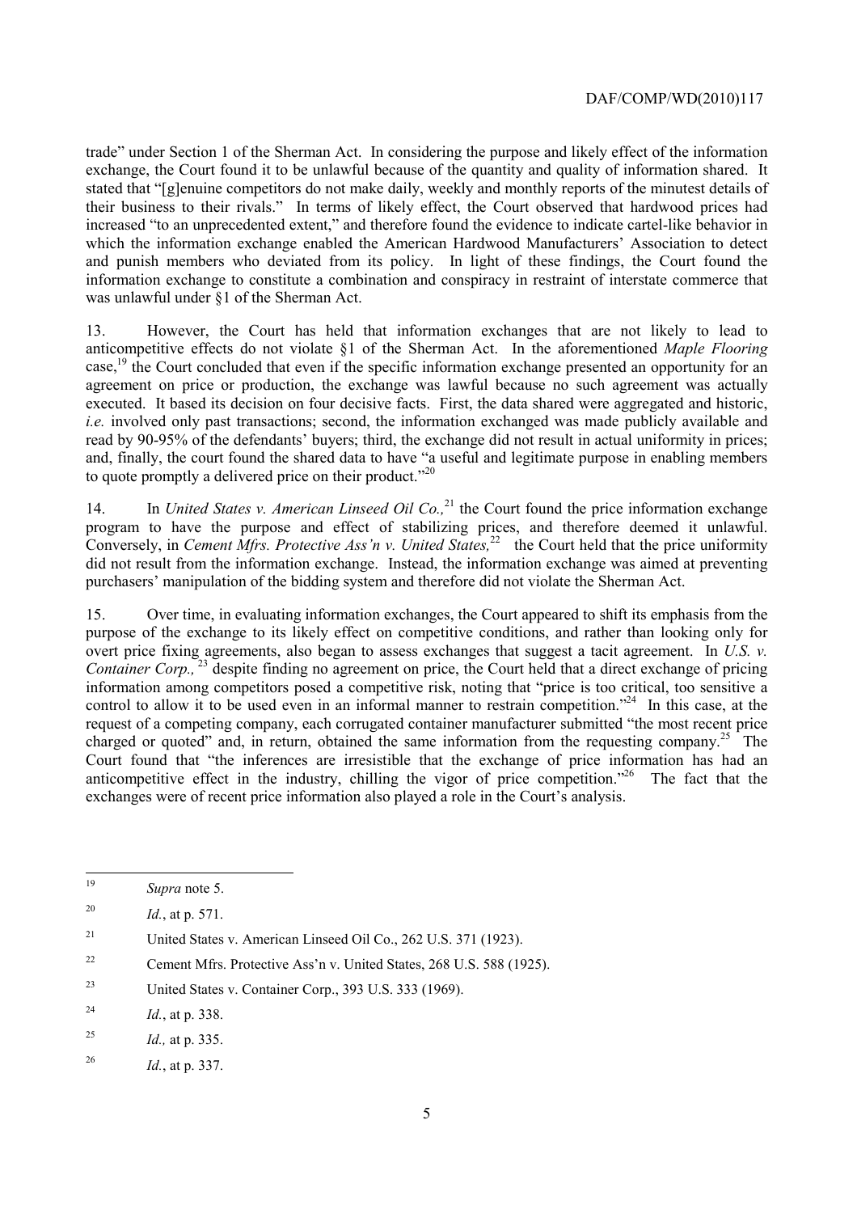trade" under Section 1 of the Sherman Act. In considering the purpose and likely effect of the information exchange, the Court found it to be unlawful because of the quantity and quality of information shared. It stated that "[g]enuine competitors do not make daily, weekly and monthly reports of the minutest details of their business to their rivals." In terms of likely effect, the Court observed that hardwood prices had increased "to an unprecedented extent," and therefore found the evidence to indicate cartel-like behavior in which the information exchange enabled the American Hardwood Manufacturers' Association to detect and punish members who deviated from its policy. In light of these findings, the Court found the information exchange to constitute a combination and conspiracy in restraint of interstate commerce that was unlawful under §1 of the Sherman Act.

13. However, the Court has held that information exchanges that are not likely to lead to anticompetitive effects do not violate §1 of the Sherman Act. In the aforementioned *Maple Flooring* case,[19] the Court concluded that even if the specific information exchange presented an opportunity for an agreement on price or production, the exchange was lawful because no such agreement was actually executed. It based its decision on four decisive facts. First, the data shared were aggregated and historic, *i.e.* involved only past transactions; second, the information exchanged was made publicly available and read by 90-95% of the defendants' buyers; third, the exchange did not result in actual uniformity in prices; and, finally, the court found the shared data to have "a useful and legitimate purpose in enabling members to quote promptly a delivered price on their product."[20]

14. In *United States v. American Linseed Oil Co.,*[21] the Court found the price information exchange program to have the purpose and effect of stabilizing prices, and therefore deemed it unlawful. Conversely, in *Cement Mfrs. Protective Ass'n v. United States,*[22] the Court held that the price uniformity did not result from the information exchange. Instead, the information exchange was aimed at preventing purchasers' manipulation of the bidding system and therefore did not violate the Sherman Act.

15. Over time, in evaluating information exchanges, the Court appeared to shift its emphasis from the purpose of the exchange to its likely effect on competitive conditions, and rather than looking only for overt price fixing agreements, also began to assess exchanges that suggest a tacit agreement. In *U.S. v. Container Corp.,*[23] despite finding no agreement on price, the Court held that a direct exchange of pricing information among competitors posed a competitive risk, noting that "price is too critical, too sensitive a control to allow it to be used even in an informal manner to restrain competition."[24] In this case, at the request of a competing company, each corrugated container manufacturer submitted "the most recent price charged or quoted" and, in return, obtained the same information from the requesting company.[25] The Court found that "the inferences are irresistible that the exchange of price information has had an anticompetitive effect in the industry, chilling the vigor of price competition."[26] The fact that the exchanges were of recent price information also played a role in the Court's analysis.

---

[19] *Supra* note 5.

[20] *Id.*, at p. 571.

[21] United States v. American Linseed Oil Co., 262 U.S. 371 (1923).

[22] Cement Mfrs. Protective Ass'n v. United States, 268 U.S. 588 (1925).

[23] United States v. Container Corp., 393 U.S. 333 (1969).

[24] *Id.*, at p. 338.

[25] *Id.,* at p. 335.

[26] *Id.*, at p. 337.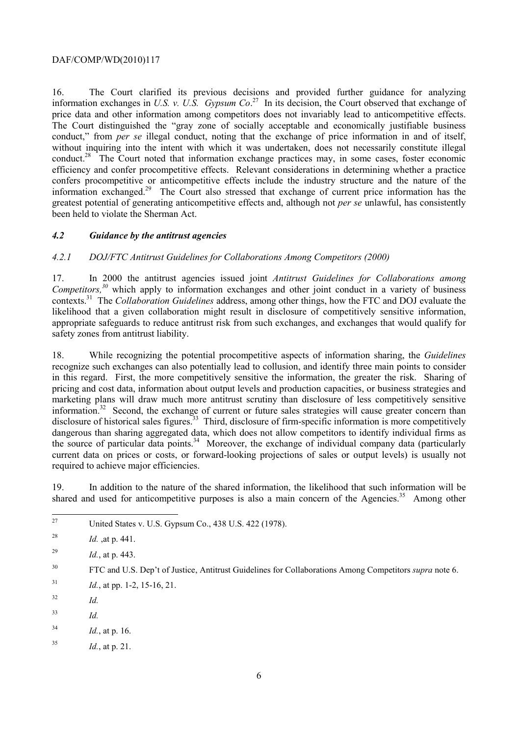16. The Court clarified its previous decisions and provided further guidance for analyzing information exchanges in *U.S. v. U.S. Gypsum Co*.[27] In its decision, the Court observed that exchange of price data and other information among competitors does not invariably lead to anticompetitive effects. The Court distinguished the "gray zone of socially acceptable and economically justifiable business conduct," from *per se* illegal conduct, noting that the exchange of price information in and of itself, without inquiring into the intent with which it was undertaken, does not necessarily constitute illegal conduct.[28] The Court noted that information exchange practices may, in some cases, foster economic efficiency and confer procompetitive effects. Relevant considerations in determining whether a practice confers procompetitive or anticompetitive effects include the industry structure and the nature of the information exchanged.[29] The Court also stressed that exchange of current price information has the greatest potential of generating anticompetitive effects and, although not *per se* unlawful, has consistently been held to violate the Sherman Act.

### *4.2 Guidance by the antitrust agencies*

#### *4.2.1 DOJ/FTC Antitrust Guidelines for Collaborations Among Competitors (2000)*

17. In 2000 the antitrust agencies issued joint *Antitrust Guidelines for Collaborations among Competitors,*[30] which apply to information exchanges and other joint conduct in a variety of business contexts.[31] The *Collaboration Guidelines* address, among other things, how the FTC and DOJ evaluate the likelihood that a given collaboration might result in disclosure of competitively sensitive information, appropriate safeguards to reduce antitrust risk from such exchanges, and exchanges that would qualify for safety zones from antitrust liability.

18. While recognizing the potential procompetitive aspects of information sharing, the *Guidelines* recognize such exchanges can also potentially lead to collusion, and identify three main points to consider in this regard. First, the more competitively sensitive the information, the greater the risk. Sharing of pricing and cost data, information about output levels and production capacities, or business strategies and marketing plans will draw much more antitrust scrutiny than disclosure of less competitively sensitive information.[32] Second, the exchange of current or future sales strategies will cause greater concern than disclosure of historical sales figures.[33] Third, disclosure of firm-specific information is more competitively dangerous than sharing aggregated data, which does not allow competitors to identify individual firms as the source of particular data points.[34] Moreover, the exchange of individual company data (particularly current data on prices or costs, or forward-looking projections of sales or output levels) is usually not required to achieve major efficiencies.

19. In addition to the nature of the shared information, the likelihood that such information will be shared and used for anticompetitive purposes is also a main concern of the Agencies.[35] Among other

---

[27] United States v. U.S. Gypsum Co., 438 U.S. 422 (1978).

[28] *Id.* ,at p. 441.

[29] *Id.*, at p. 443.

[30] FTC and U.S. Dep't of Justice, Antitrust Guidelines for Collaborations Among Competitors *supra* note 6.

[31] *Id.*, at pp. 1-2, 15-16, 21.

[32] *Id.*

[33] *Id.*

[34] *Id.*, at p. 16.

[35] *Id.*, at p. 21.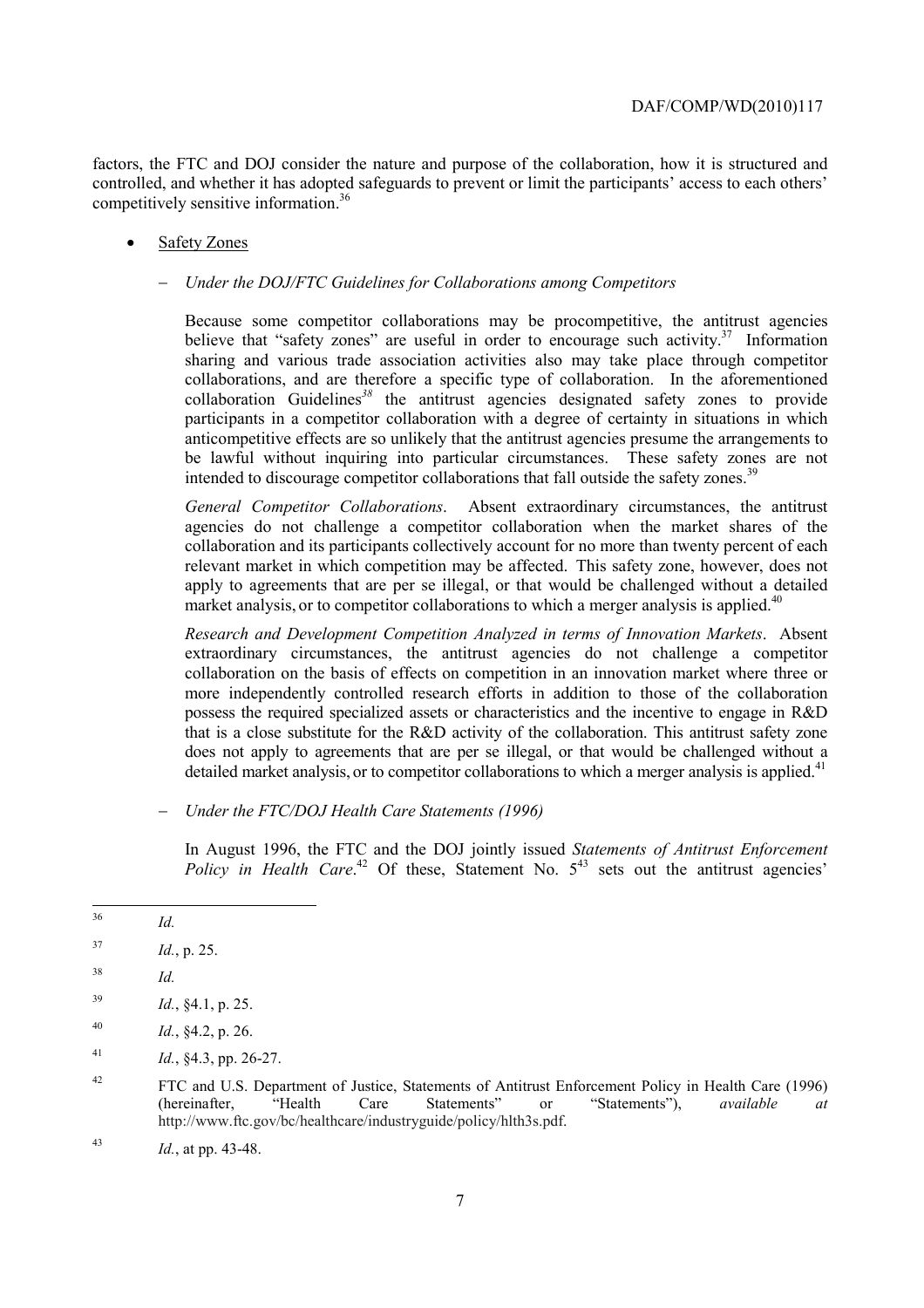factors, the FTC and DOJ consider the nature and purpose of the collaboration, how it is structured and controlled, and whether it has adopted safeguards to prevent or limit the participants' access to each others' competitively sensitive information.[36]

- Safety Zones

  - *Under the DOJ/FTC Guidelines for Collaborations among Competitors*

    Because some competitor collaborations may be procompetitive, the antitrust agencies believe that "safety zones" are useful in order to encourage such activity.[37] Information sharing and various trade association activities also may take place through competitor collaborations, and are therefore a specific type of collaboration. In the aforementioned collaboration Guidelines[38] the antitrust agencies designated safety zones to provide participants in a competitor collaboration with a degree of certainty in situations in which anticompetitive effects are so unlikely that the antitrust agencies presume the arrangements to be lawful without inquiring into particular circumstances. These safety zones are not intended to discourage competitor collaborations that fall outside the safety zones.[39]

    *General Competitor Collaborations*. Absent extraordinary circumstances, the antitrust agencies do not challenge a competitor collaboration when the market shares of the collaboration and its participants collectively account for no more than twenty percent of each relevant market in which competition may be affected. This safety zone, however, does not apply to agreements that are per se illegal, or that would be challenged without a detailed market analysis, or to competitor collaborations to which a merger analysis is applied.[40]

    *Research and Development Competition Analyzed in terms of Innovation Markets*. Absent extraordinary circumstances, the antitrust agencies do not challenge a competitor collaboration on the basis of effects on competition in an innovation market where three or more independently controlled research efforts in addition to those of the collaboration possess the required specialized assets or characteristics and the incentive to engage in R&D that is a close substitute for the R&D activity of the collaboration. This antitrust safety zone does not apply to agreements that are per se illegal, or that would be challenged without a detailed market analysis, or to competitor collaborations to which a merger analysis is applied.[41]

  - *Under the FTC/DOJ Health Care Statements (1996)*

    In August 1996, the FTC and the DOJ jointly issued *Statements of Antitrust Enforcement Policy in Health Care*.[42] Of these, Statement No. 5[43] sets out the antitrust agencies'

---

[36] *Id.*

[37] *Id.*, p. 25.

[38] *Id.*

[39] *Id.*, §4.1, p. 25.

[40] *Id.*, §4.2, p. 26.

[41] *Id.*, §4.3, pp. 26-27.

[42] FTC and U.S. Department of Justice, Statements of Antitrust Enforcement Policy in Health Care (1996) (hereinafter, "Health Care Statements" or "Statements"), *available at* http://www.ftc.gov/bc/healthcare/industryguide/policy/hlth3s.pdf.

[43] *Id.*, at pp. 43-48.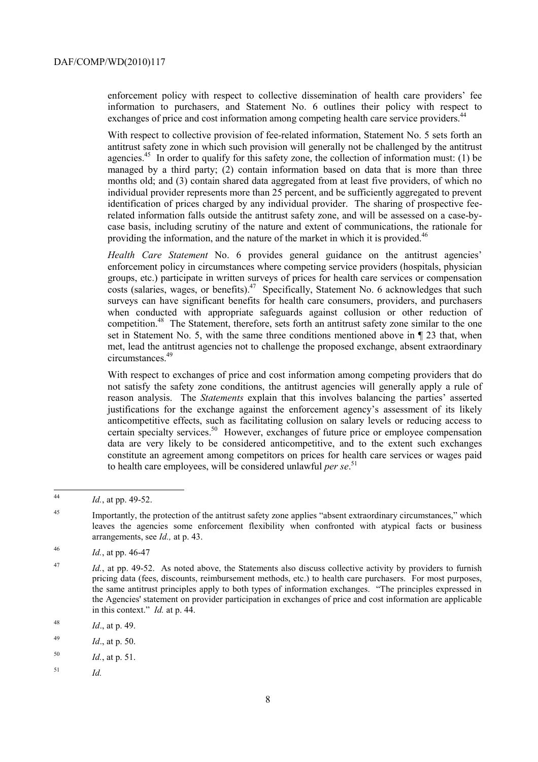enforcement policy with respect to collective dissemination of health care providers' fee information to purchasers, and Statement No. 6 outlines their policy with respect to exchanges of price and cost information among competing health care service providers.[44]

With respect to collective provision of fee-related information, Statement No. 5 sets forth an antitrust safety zone in which such provision will generally not be challenged by the antitrust agencies.[45] In order to qualify for this safety zone, the collection of information must: (1) be managed by a third party; (2) contain information based on data that is more than three months old; and (3) contain shared data aggregated from at least five providers, of which no individual provider represents more than 25 percent, and be sufficiently aggregated to prevent identification of prices charged by any individual provider. The sharing of prospective fee-related information falls outside the antitrust safety zone, and will be assessed on a case-by-case basis, including scrutiny of the nature and extent of communications, the rationale for providing the information, and the nature of the market in which it is provided.[46]

*Health Care Statement* No. 6 provides general guidance on the antitrust agencies' enforcement policy in circumstances where competing service providers (hospitals, physician groups, etc.) participate in written surveys of prices for health care services or compensation costs (salaries, wages, or benefits).[47] Specifically, Statement No. 6 acknowledges that such surveys can have significant benefits for health care consumers, providers, and purchasers when conducted with appropriate safeguards against collusion or other reduction of competition.[48] The Statement, therefore, sets forth an antitrust safety zone similar to the one set in Statement No. 5, with the same three conditions mentioned above in ¶ 23 that, when met, lead the antitrust agencies not to challenge the proposed exchange, absent extraordinary circumstances.[49]

With respect to exchanges of price and cost information among competing providers that do not satisfy the safety zone conditions, the antitrust agencies will generally apply a rule of reason analysis. The *Statements* explain that this involves balancing the parties' asserted justifications for the exchange against the enforcement agency's assessment of its likely anticompetitive effects, such as facilitating collusion on salary levels or reducing access to certain specialty services.[50] However, exchanges of future price or employee compensation data are very likely to be considered anticompetitive, and to the extent such exchanges constitute an agreement among competitors on prices for health care services or wages paid to health care employees, will be considered unlawful *per se*.[51]

---

[44] *Id.*, at pp. 49-52.

[45] Importantly, the protection of the antitrust safety zone applies "absent extraordinary circumstances," which leaves the agencies some enforcement flexibility when confronted with atypical facts or business arrangements, see *Id.,* at p. 43.

[46] *Id.*, at pp. 46-47

[47] *Id.*, at pp. 49-52. As noted above, the Statements also discuss collective activity by providers to furnish pricing data (fees, discounts, reimbursement methods, etc.) to health care purchasers. For most purposes, the same antitrust principles apply to both types of information exchanges. "The principles expressed in the Agencies' statement on provider participation in exchanges of price and cost information are applicable in this context." *Id.* at p. 44.

[48] *Id*., at p. 49.

[49] *Id*., at p. 50.

[50] *Id.*, at p. 51.

[51] *Id.*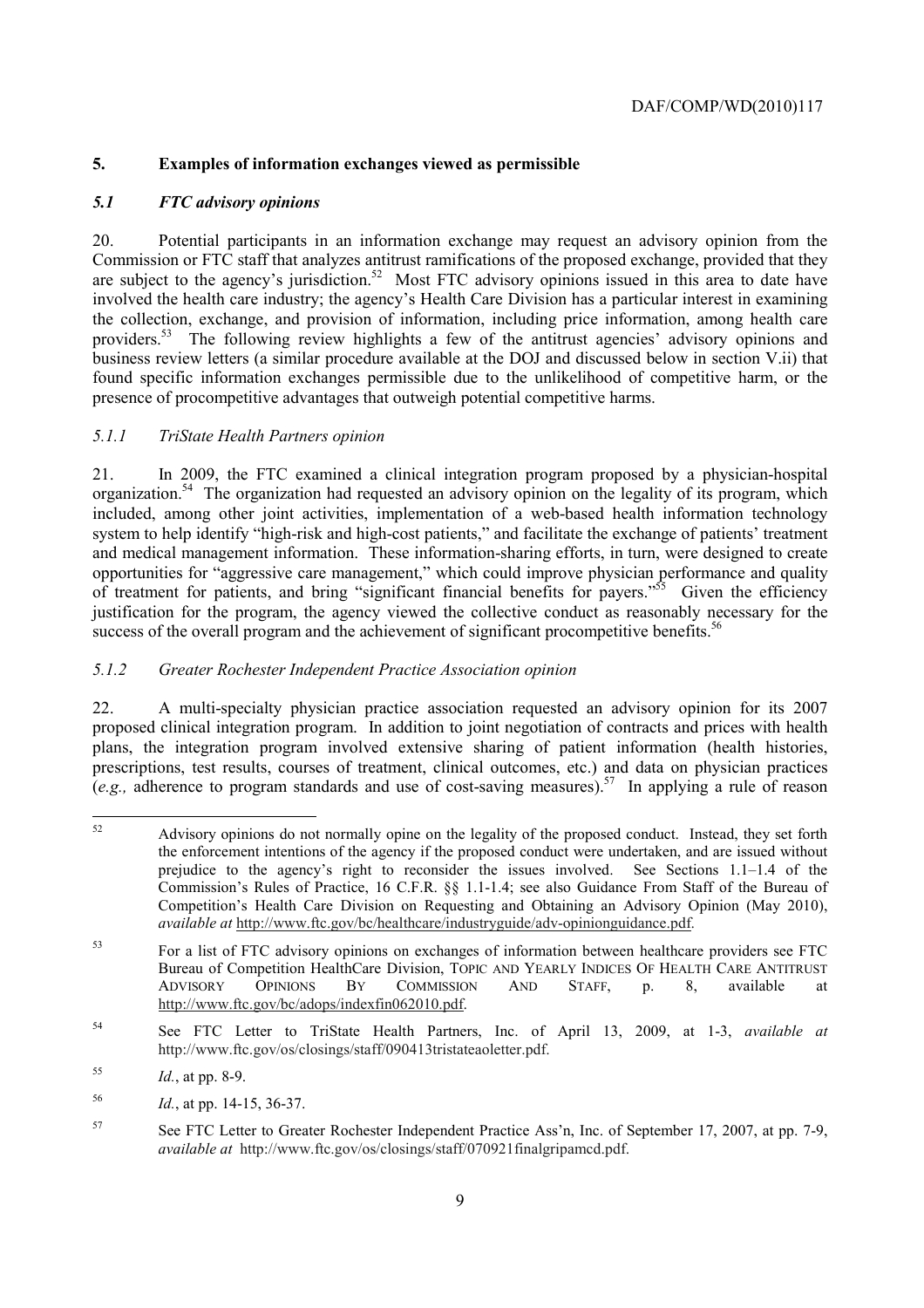## 5. Examples of information exchanges viewed as permissible

### *5.1 FTC advisory opinions*

20. Potential participants in an information exchange may request an advisory opinion from the Commission or FTC staff that analyzes antitrust ramifications of the proposed exchange, provided that they are subject to the agency's jurisdiction.[52] Most FTC advisory opinions issued in this area to date have involved the health care industry; the agency's Health Care Division has a particular interest in examining the collection, exchange, and provision of information, including price information, among health care providers.[53] The following review highlights a few of the antitrust agencies' advisory opinions and business review letters (a similar procedure available at the DOJ and discussed below in section V.ii) that found specific information exchanges permissible due to the unlikelihood of competitive harm, or the presence of procompetitive advantages that outweigh potential competitive harms.

#### *5.1.1 TriState Health Partners opinion*

21. In 2009, the FTC examined a clinical integration program proposed by a physician-hospital organization.[54] The organization had requested an advisory opinion on the legality of its program, which included, among other joint activities, implementation of a web-based health information technology system to help identify "high-risk and high-cost patients," and facilitate the exchange of patients' treatment and medical management information. These information-sharing efforts, in turn, were designed to create opportunities for "aggressive care management," which could improve physician performance and quality of treatment for patients, and bring "significant financial benefits for payers."[55] Given the efficiency justification for the program, the agency viewed the collective conduct as reasonably necessary for the success of the overall program and the achievement of significant procompetitive benefits.[56]

#### *5.1.2 Greater Rochester Independent Practice Association opinion*

22. A multi-specialty physician practice association requested an advisory opinion for its 2007 proposed clinical integration program. In addition to joint negotiation of contracts and prices with health plans, the integration program involved extensive sharing of patient information (health histories, prescriptions, test results, courses of treatment, clinical outcomes, etc.) and data on physician practices (*e.g.,* adherence to program standards and use of cost-saving measures).[57] In applying a rule of reason

---

[52] Advisory opinions do not normally opine on the legality of the proposed conduct. Instead, they set forth the enforcement intentions of the agency if the proposed conduct were undertaken, and are issued without prejudice to the agency's right to reconsider the issues involved. See Sections 1.1–1.4 of the Commission's Rules of Practice, 16 C.F.R. §§ 1.1-1.4; see also Guidance From Staff of the Bureau of Competition's Health Care Division on Requesting and Obtaining an Advisory Opinion (May 2010), *available at* http://www.ftc.gov/bc/healthcare/industryguide/adv-opinionguidance.pdf.

[53] For a list of FTC advisory opinions on exchanges of information between healthcare providers see FTC Bureau of Competition HealthCare Division, TOPIC AND YEARLY INDICES OF HEALTH CARE ANTITRUST ADVISORY OPINIONS BY COMMISSION AND STAFF, p. 8, available at http://www.ftc.gov/bc/adops/indexfin062010.pdf.

[54] See FTC Letter to TriState Health Partners, Inc. of April 13, 2009, at 1-3, *available at* http://www.ftc.gov/os/closings/staff/090413tristateaoletter.pdf.

[55] *Id.*, at pp. 8-9.

[56] *Id.*, at pp. 14-15, 36-37.

[57] See FTC Letter to Greater Rochester Independent Practice Ass'n, Inc. of September 17, 2007, at pp. 7-9, *available at* http://www.ftc.gov/os/closings/staff/070921finalgripamcd.pdf.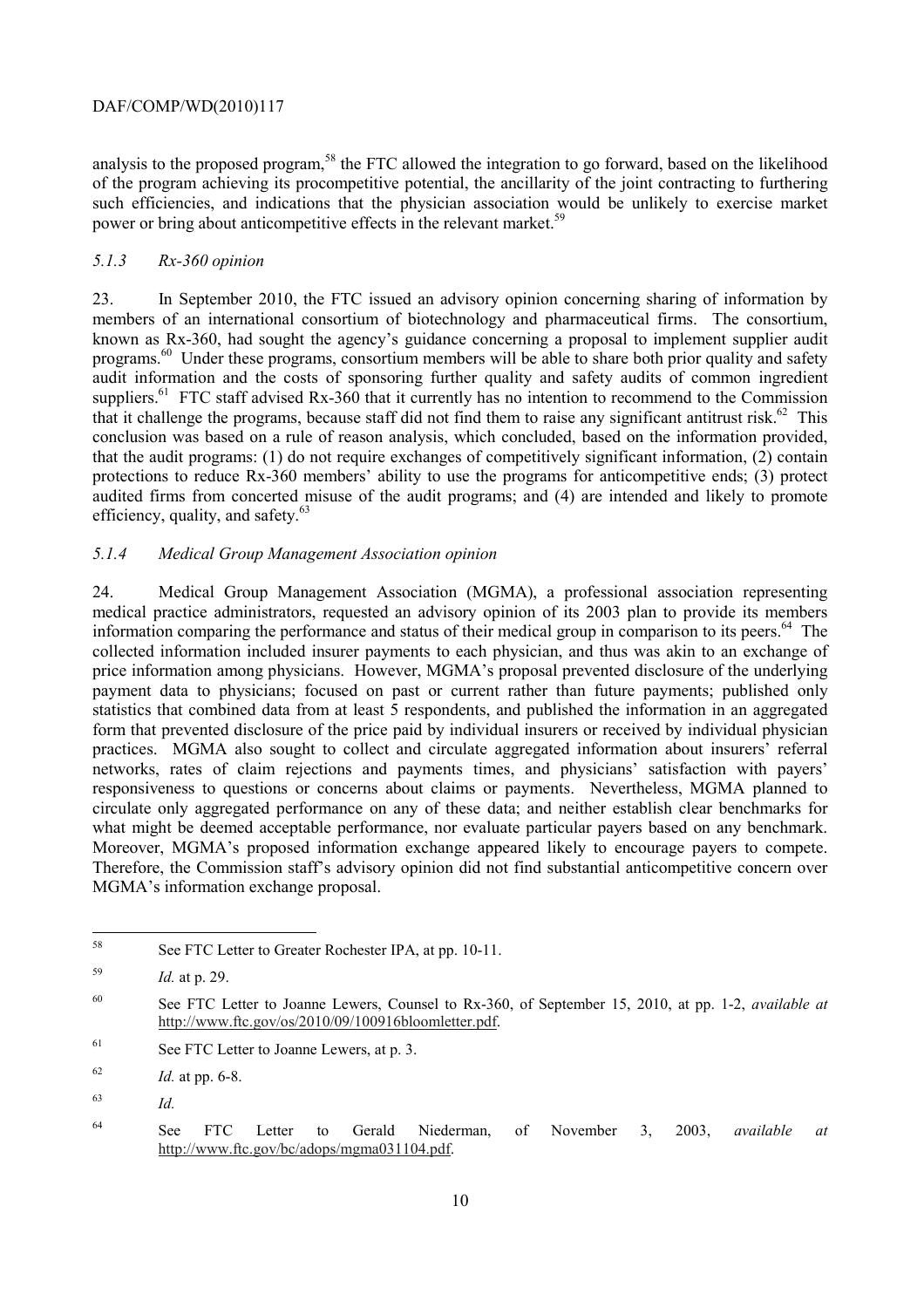analysis to the proposed program,[58] the FTC allowed the integration to go forward, based on the likelihood of the program achieving its procompetitive potential, the ancillarity of the joint contracting to furthering such efficiencies, and indications that the physician association would be unlikely to exercise market power or bring about anticompetitive effects in the relevant market.[59]

### *5.1.3 Rx-360 opinion*

23. In September 2010, the FTC issued an advisory opinion concerning sharing of information by members of an international consortium of biotechnology and pharmaceutical firms. The consortium, known as Rx-360, had sought the agency's guidance concerning a proposal to implement supplier audit programs.[60] Under these programs, consortium members will be able to share both prior quality and safety audit information and the costs of sponsoring further quality and safety audits of common ingredient suppliers.[61] FTC staff advised Rx-360 that it currently has no intention to recommend to the Commission that it challenge the programs, because staff did not find them to raise any significant antitrust risk.[62] This conclusion was based on a rule of reason analysis, which concluded, based on the information provided, that the audit programs: (1) do not require exchanges of competitively significant information, (2) contain protections to reduce Rx-360 members' ability to use the programs for anticompetitive ends; (3) protect audited firms from concerted misuse of the audit programs; and (4) are intended and likely to promote efficiency, quality, and safety.[63]

### *5.1.4 Medical Group Management Association opinion*

24. Medical Group Management Association (MGMA), a professional association representing medical practice administrators, requested an advisory opinion of its 2003 plan to provide its members information comparing the performance and status of their medical group in comparison to its peers.[64] The collected information included insurer payments to each physician, and thus was akin to an exchange of price information among physicians. However, MGMA's proposal prevented disclosure of the underlying payment data to physicians; focused on past or current rather than future payments; published only statistics that combined data from at least 5 respondents, and published the information in an aggregated form that prevented disclosure of the price paid by individual insurers or received by individual physician practices. MGMA also sought to collect and circulate aggregated information about insurers' referral networks, rates of claim rejections and payments times, and physicians' satisfaction with payers' responsiveness to questions or concerns about claims or payments. Nevertheless, MGMA planned to circulate only aggregated performance on any of these data; and neither establish clear benchmarks for what might be deemed acceptable performance, nor evaluate particular payers based on any benchmark. Moreover, MGMA's proposed information exchange appeared likely to encourage payers to compete. Therefore, the Commission staff's advisory opinion did not find substantial anticompetitive concern over MGMA's information exchange proposal.

---

58 See FTC Letter to Greater Rochester IPA, at pp. 10-11.

59 *Id.* at p. 29.

60 See FTC Letter to Joanne Lewers, Counsel to Rx-360, of September 15, 2010, at pp. 1-2, *available at* http://www.ftc.gov/os/2010/09/100916bloomletter.pdf.

61 See FTC Letter to Joanne Lewers, at p. 3.

62 *Id.* at pp. 6-8.

63 *Id.*

64 See FTC Letter to Gerald Niederman, of November 3, 2003, *available at* http://www.ftc.gov/bc/adops/mgma031104.pdf.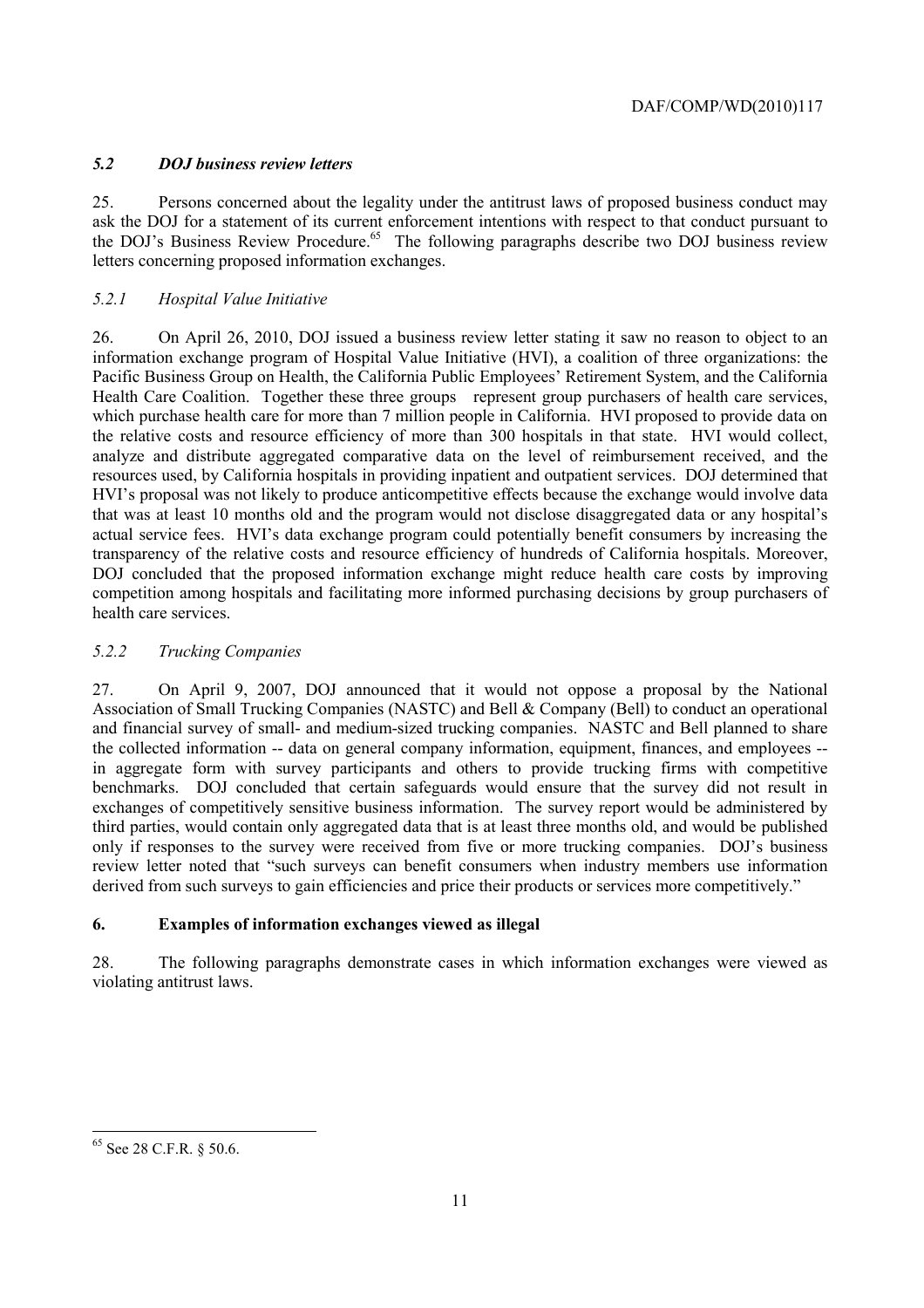### *5.2 DOJ business review letters*

25. Persons concerned about the legality under the antitrust laws of proposed business conduct may ask the DOJ for a statement of its current enforcement intentions with respect to that conduct pursuant to the DOJ's Business Review Procedure.[65] The following paragraphs describe two DOJ business review letters concerning proposed information exchanges.

#### *5.2.1 Hospital Value Initiative*

26. On April 26, 2010, DOJ issued a business review letter stating it saw no reason to object to an information exchange program of Hospital Value Initiative (HVI), a coalition of three organizations: the Pacific Business Group on Health, the California Public Employees' Retirement System, and the California Health Care Coalition. Together these three groups represent group purchasers of health care services, which purchase health care for more than 7 million people in California. HVI proposed to provide data on the relative costs and resource efficiency of more than 300 hospitals in that state. HVI would collect, analyze and distribute aggregated comparative data on the level of reimbursement received, and the resources used, by California hospitals in providing inpatient and outpatient services. DOJ determined that HVI's proposal was not likely to produce anticompetitive effects because the exchange would involve data that was at least 10 months old and the program would not disclose disaggregated data or any hospital's actual service fees. HVI's data exchange program could potentially benefit consumers by increasing the transparency of the relative costs and resource efficiency of hundreds of California hospitals. Moreover, DOJ concluded that the proposed information exchange might reduce health care costs by improving competition among hospitals and facilitating more informed purchasing decisions by group purchasers of health care services.

#### *5.2.2 Trucking Companies*

27. On April 9, 2007, DOJ announced that it would not oppose a proposal by the National Association of Small Trucking Companies (NASTC) and Bell & Company (Bell) to conduct an operational and financial survey of small- and medium-sized trucking companies. NASTC and Bell planned to share the collected information -- data on general company information, equipment, finances, and employees -- in aggregate form with survey participants and others to provide trucking firms with competitive benchmarks. DOJ concluded that certain safeguards would ensure that the survey did not result in exchanges of competitively sensitive business information. The survey report would be administered by third parties, would contain only aggregated data that is at least three months old, and would be published only if responses to the survey were received from five or more trucking companies. DOJ's business review letter noted that "such surveys can benefit consumers when industry members use information derived from such surveys to gain efficiencies and price their products or services more competitively."

## 6. Examples of information exchanges viewed as illegal

28. The following paragraphs demonstrate cases in which information exchanges were viewed as violating antitrust laws.

---

[65] See 28 C.F.R. § 50.6.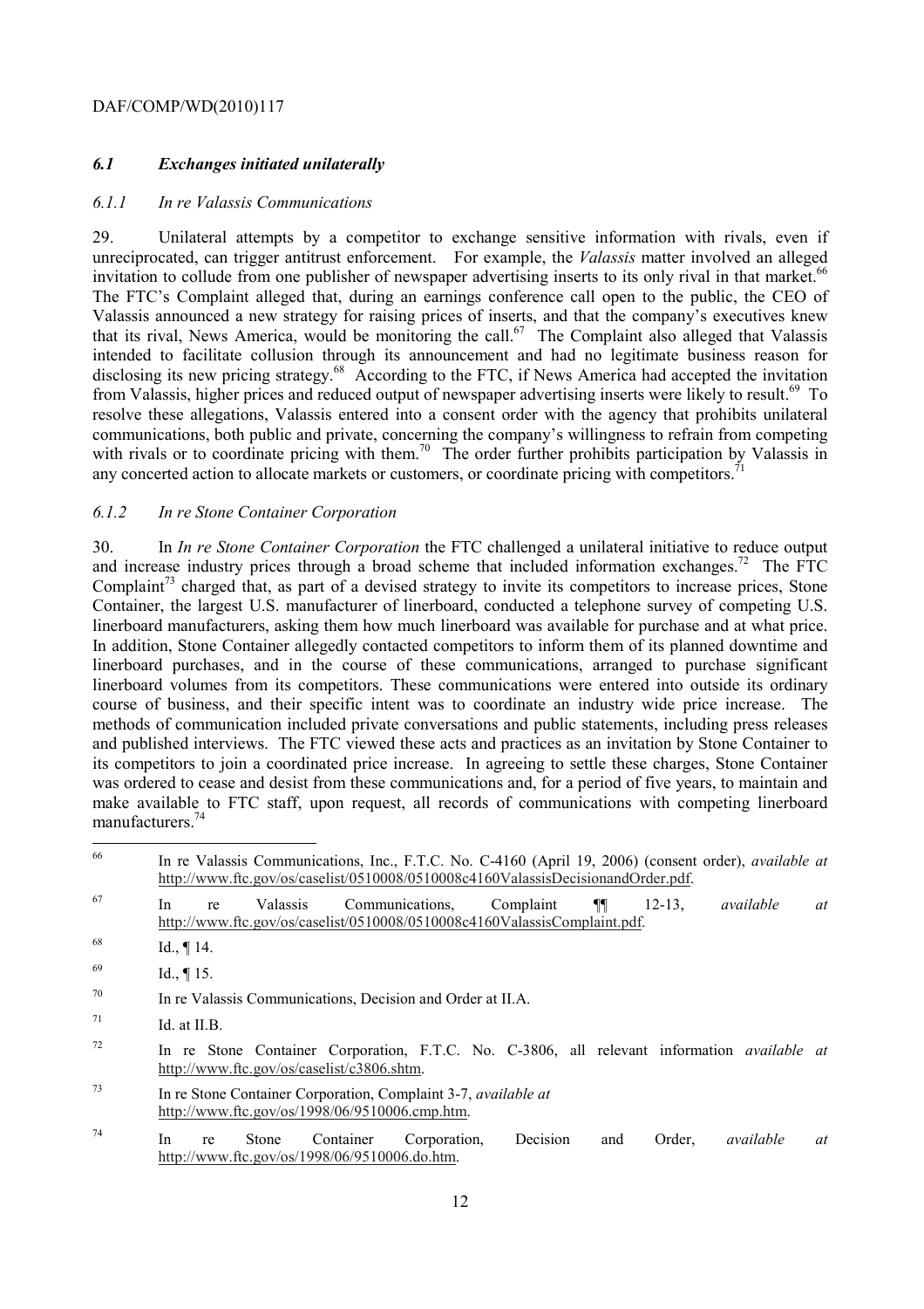### *6.1 Exchanges initiated unilaterally*

#### *6.1.1 In re Valassis Communications*

29. Unilateral attempts by a competitor to exchange sensitive information with rivals, even if unreciprocated, can trigger antitrust enforcement. For example, the *Valassis* matter involved an alleged invitation to collude from one publisher of newspaper advertising inserts to its only rival in that market.[66] The FTC's Complaint alleged that, during an earnings conference call open to the public, the CEO of Valassis announced a new strategy for raising prices of inserts, and that the company's executives knew that its rival, News America, would be monitoring the call.[67] The Complaint also alleged that Valassis intended to facilitate collusion through its announcement and had no legitimate business reason for disclosing its new pricing strategy.[68] According to the FTC, if News America had accepted the invitation from Valassis, higher prices and reduced output of newspaper advertising inserts were likely to result.[69] To resolve these allegations, Valassis entered into a consent order with the agency that prohibits unilateral communications, both public and private, concerning the company's willingness to refrain from competing with rivals or to coordinate pricing with them.[70] The order further prohibits participation by Valassis in any concerted action to allocate markets or customers, or coordinate pricing with competitors.[71]

#### *6.1.2 In re Stone Container Corporation*

30. In *In re Stone Container Corporation* the FTC challenged a unilateral initiative to reduce output and increase industry prices through a broad scheme that included information exchanges.[72] The FTC Complaint[73] charged that, as part of a devised strategy to invite its competitors to increase prices, Stone Container, the largest U.S. manufacturer of linerboard, conducted a telephone survey of competing U.S. linerboard manufacturers, asking them how much linerboard was available for purchase and at what price. In addition, Stone Container allegedly contacted competitors to inform them of its planned downtime and linerboard purchases, and in the course of these communications, arranged to purchase significant linerboard volumes from its competitors. These communications were entered into outside its ordinary course of business, and their specific intent was to coordinate an industry wide price increase. The methods of communication included private conversations and public statements, including press releases and published interviews. The FTC viewed these acts and practices as an invitation by Stone Container to its competitors to join a coordinated price increase. In agreeing to settle these charges, Stone Container was ordered to cease and desist from these communications and, for a period of five years, to maintain and make available to FTC staff, upon request, all records of communications with competing linerboard manufacturers.[74]

---

66 In re Valassis Communications, Inc., F.T.C. No. C-4160 (April 19, 2006) (consent order), *available at* http://www.ftc.gov/os/caselist/0510008/0510008c4160ValassisDecisionandOrder.pdf.

67 In re Valassis Communications, Complaint ¶¶ 12-13, *available at* http://www.ftc.gov/os/caselist/0510008/0510008c4160ValassisComplaint.pdf.

68 Id., ¶ 14.

69 Id., ¶ 15.

70 In re Valassis Communications, Decision and Order at II.A.

71 Id. at II.B.

72 In re Stone Container Corporation, F.T.C. No. C-3806, all relevant information *available at* http://www.ftc.gov/os/caselist/c3806.shtm.

73 In re Stone Container Corporation, Complaint 3-7, *available at* http://www.ftc.gov/os/1998/06/9510006.cmp.htm.

74 In re Stone Container Corporation, Decision and Order, *available at* http://www.ftc.gov/os/1998/06/9510006.do.htm.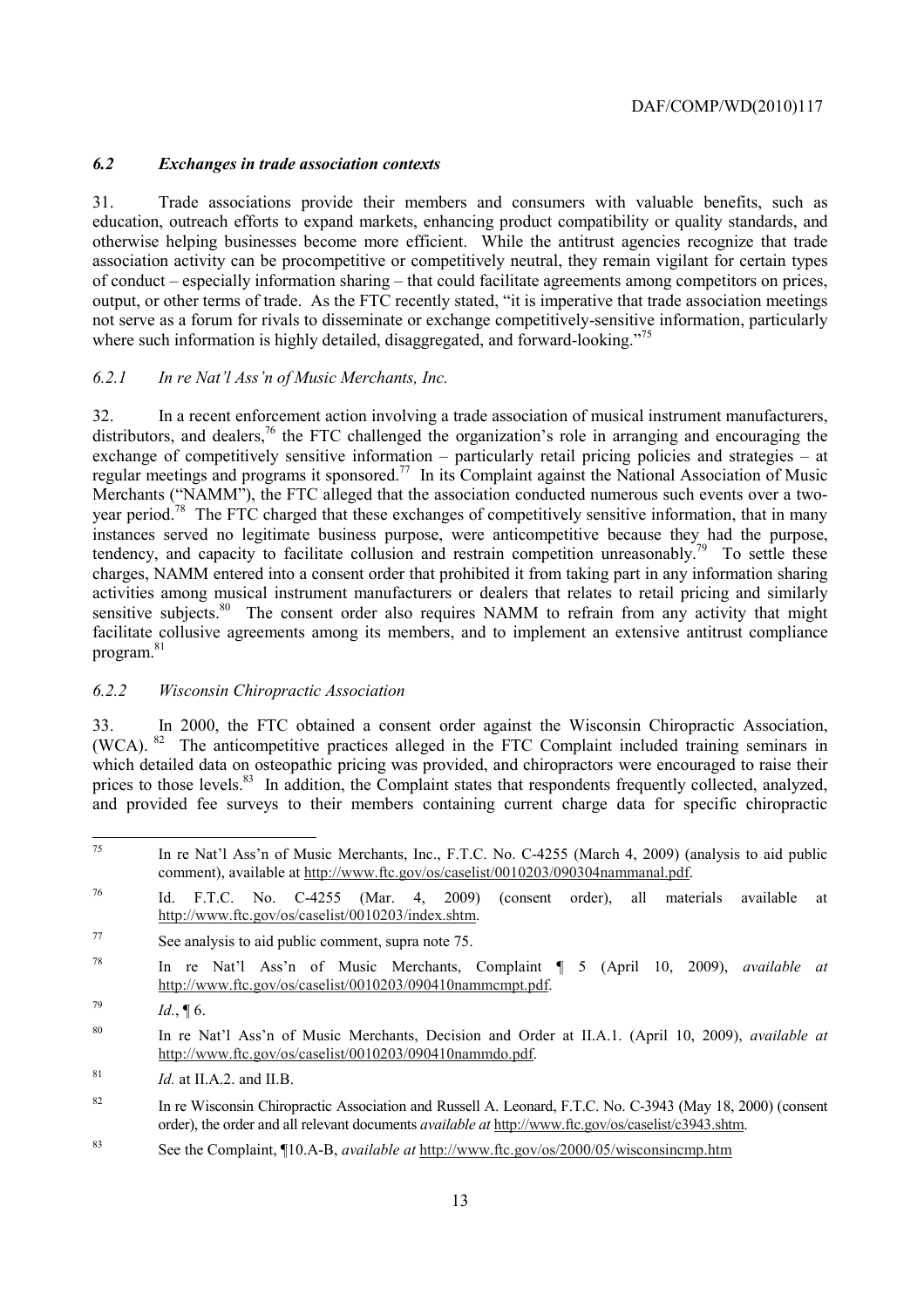### *6.2 Exchanges in trade association contexts*

31. Trade associations provide their members and consumers with valuable benefits, such as education, outreach efforts to expand markets, enhancing product compatibility or quality standards, and otherwise helping businesses become more efficient. While the antitrust agencies recognize that trade association activity can be procompetitive or competitively neutral, they remain vigilant for certain types of conduct – especially information sharing – that could facilitate agreements among competitors on prices, output, or other terms of trade. As the FTC recently stated, "it is imperative that trade association meetings not serve as a forum for rivals to disseminate or exchange competitively-sensitive information, particularly where such information is highly detailed, disaggregated, and forward-looking."[75]

#### *6.2.1 In re Nat'l Ass'n of Music Merchants, Inc.*

32. In a recent enforcement action involving a trade association of musical instrument manufacturers, distributors, and dealers,[76] the FTC challenged the organization's role in arranging and encouraging the exchange of competitively sensitive information – particularly retail pricing policies and strategies – at regular meetings and programs it sponsored.[77] In its Complaint against the National Association of Music Merchants ("NAMM"), the FTC alleged that the association conducted numerous such events over a two-year period.[78] The FTC charged that these exchanges of competitively sensitive information, that in many instances served no legitimate business purpose, were anticompetitive because they had the purpose, tendency, and capacity to facilitate collusion and restrain competition unreasonably.[79] To settle these charges, NAMM entered into a consent order that prohibited it from taking part in any information sharing activities among musical instrument manufacturers or dealers that relates to retail pricing and similarly sensitive subjects.[80] The consent order also requires NAMM to refrain from any activity that might facilitate collusive agreements among its members, and to implement an extensive antitrust compliance program.[81]

#### *6.2.2 Wisconsin Chiropractic Association*

33. In 2000, the FTC obtained a consent order against the Wisconsin Chiropractic Association, (WCA).[82] The anticompetitive practices alleged in the FTC Complaint included training seminars in which detailed data on osteopathic pricing was provided, and chiropractors were encouraged to raise their prices to those levels.[83] In addition, the Complaint states that respondents frequently collected, analyzed, and provided fee surveys to their members containing current charge data for specific chiropractic

---

[75] In re Nat'l Ass'n of Music Merchants, Inc., F.T.C. No. C-4255 (March 4, 2009) (analysis to aid public comment), available at http://www.ftc.gov/os/caselist/0010203/090304nammanal.pdf.

[76] Id. F.T.C. No. C-4255 (Mar. 4, 2009) (consent order), all materials available at http://www.ftc.gov/os/caselist/0010203/index.shtm.

[77] See analysis to aid public comment, supra note 75.

[78] In re Nat'l Ass'n of Music Merchants, Complaint ¶ 5 (April 10, 2009), *available at* http://www.ftc.gov/os/caselist/0010203/090410nammcmpt.pdf.

[79] *Id.*, ¶ 6.

[80] In re Nat'l Ass'n of Music Merchants, Decision and Order at II.A.1. (April 10, 2009), *available at* http://www.ftc.gov/os/caselist/0010203/090410nammdo.pdf.

[81] *Id.* at II.A.2. and II.B.

[82] In re Wisconsin Chiropractic Association and Russell A. Leonard, F.T.C. No. C-3943 (May 18, 2000) (consent order), the order and all relevant documents *available at* http://www.ftc.gov/os/caselist/c3943.shtm.

[83] See the Complaint, ¶10.A-B, *available at* http://www.ftc.gov/os/2000/05/wisconsincmp.htm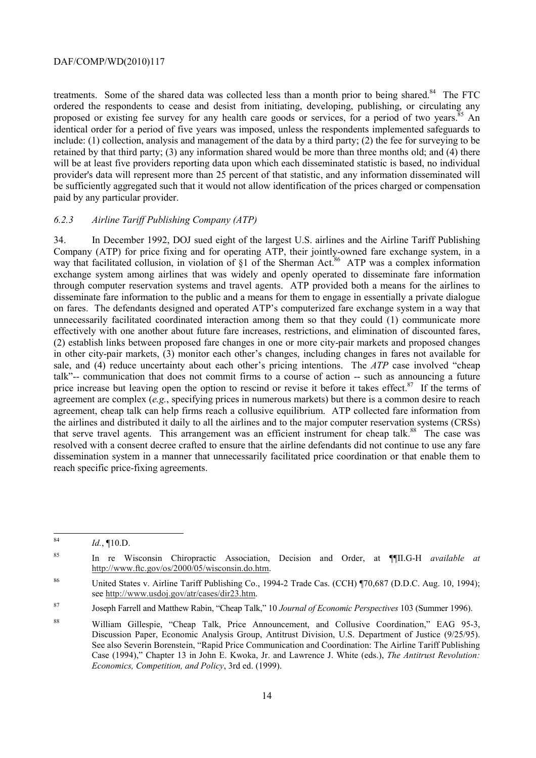treatments. Some of the shared data was collected less than a month prior to being shared.[84] The FTC ordered the respondents to cease and desist from initiating, developing, publishing, or circulating any proposed or existing fee survey for any health care goods or services, for a period of two years.[85] An identical order for a period of five years was imposed, unless the respondents implemented safeguards to include: (1) collection, analysis and management of the data by a third party; (2) the fee for surveying to be retained by that third party; (3) any information shared would be more than three months old; and (4) there will be at least five providers reporting data upon which each disseminated statistic is based, no individual provider's data will represent more than 25 percent of that statistic, and any information disseminated will be sufficiently aggregated such that it would not allow identification of the prices charged or compensation paid by any particular provider.

### *6.2.3 Airline Tariff Publishing Company (ATP)*

34. In December 1992, DOJ sued eight of the largest U.S. airlines and the Airline Tariff Publishing Company (ATP) for price fixing and for operating ATP, their jointly-owned fare exchange system, in a way that facilitated collusion, in violation of §1 of the Sherman Act.[86] ATP was a complex information exchange system among airlines that was widely and openly operated to disseminate fare information through computer reservation systems and travel agents. ATP provided both a means for the airlines to disseminate fare information to the public and a means for them to engage in essentially a private dialogue on fares. The defendants designed and operated ATP's computerized fare exchange system in a way that unnecessarily facilitated coordinated interaction among them so that they could (1) communicate more effectively with one another about future fare increases, restrictions, and elimination of discounted fares, (2) establish links between proposed fare changes in one or more city-pair markets and proposed changes in other city-pair markets, (3) monitor each other's changes, including changes in fares not available for sale, and (4) reduce uncertainty about each other's pricing intentions. The *ATP* case involved "cheap talk"-- communication that does not commit firms to a course of action -- such as announcing a future price increase but leaving open the option to rescind or revise it before it takes effect.[87] If the terms of agreement are complex (*e.g.*, specifying prices in numerous markets) but there is a common desire to reach agreement, cheap talk can help firms reach a collusive equilibrium. ATP collected fare information from the airlines and distributed it daily to all the airlines and to the major computer reservation systems (CRSs) that serve travel agents. This arrangement was an efficient instrument for cheap talk.[88] The case was resolved with a consent decree crafted to ensure that the airline defendants did not continue to use any fare dissemination system in a manner that unnecessarily facilitated price coordination or that enable them to reach specific price-fixing agreements.

---

[84] *Id.*, ¶10.D.

[85] In re Wisconsin Chiropractic Association, Decision and Order, at ¶¶II.G-H *available at* http://www.ftc.gov/os/2000/05/wisconsin.do.htm.

[86] United States v. Airline Tariff Publishing Co., 1994-2 Trade Cas. (CCH) ¶70,687 (D.D.C. Aug. 10, 1994); see http://www.usdoj.gov/atr/cases/dir23.htm.

[87] Joseph Farrell and Matthew Rabin, "Cheap Talk," 10 *Journal of Economic Perspectives* 103 (Summer 1996).

[88] William Gillespie, "Cheap Talk, Price Announcement, and Collusive Coordination," EAG 95-3, Discussion Paper, Economic Analysis Group, Antitrust Division, U.S. Department of Justice (9/25/95). See also Severin Borenstein, "Rapid Price Communication and Coordination: The Airline Tariff Publishing Case (1994)," Chapter 13 in John E. Kwoka, Jr. and Lawrence J. White (eds.), *The Antitrust Revolution: Economics, Competition, and Policy*, 3rd ed. (1999).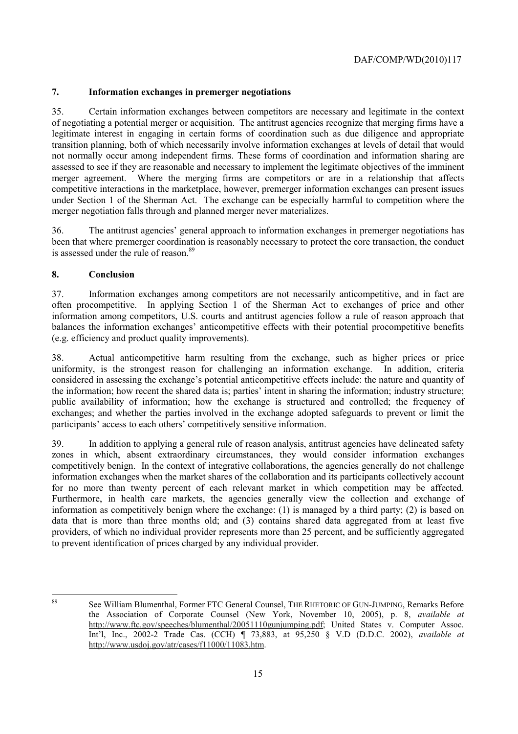## 7. Information exchanges in premerger negotiations

35. Certain information exchanges between competitors are necessary and legitimate in the context of negotiating a potential merger or acquisition. The antitrust agencies recognize that merging firms have a legitimate interest in engaging in certain forms of coordination such as due diligence and appropriate transition planning, both of which necessarily involve information exchanges at levels of detail that would not normally occur among independent firms. These forms of coordination and information sharing are assessed to see if they are reasonable and necessary to implement the legitimate objectives of the imminent merger agreement. Where the merging firms are competitors or are in a relationship that affects competitive interactions in the marketplace, however, premerger information exchanges can present issues under Section 1 of the Sherman Act. The exchange can be especially harmful to competition where the merger negotiation falls through and planned merger never materializes.

36. The antitrust agencies' general approach to information exchanges in premerger negotiations has been that where premerger coordination is reasonably necessary to protect the core transaction, the conduct is assessed under the rule of reason.[89]

## 8. Conclusion

37. Information exchanges among competitors are not necessarily anticompetitive, and in fact are often procompetitive. In applying Section 1 of the Sherman Act to exchanges of price and other information among competitors, U.S. courts and antitrust agencies follow a rule of reason approach that balances the information exchanges' anticompetitive effects with their potential procompetitive benefits (e.g. efficiency and product quality improvements).

38. Actual anticompetitive harm resulting from the exchange, such as higher prices or price uniformity, is the strongest reason for challenging an information exchange. In addition, criteria considered in assessing the exchange's potential anticompetitive effects include: the nature and quantity of the information; how recent the shared data is; parties' intent in sharing the information; industry structure; public availability of information; how the exchange is structured and controlled; the frequency of exchanges; and whether the parties involved in the exchange adopted safeguards to prevent or limit the participants' access to each others' competitively sensitive information.

39. In addition to applying a general rule of reason analysis, antitrust agencies have delineated safety zones in which, absent extraordinary circumstances, they would consider information exchanges competitively benign. In the context of integrative collaborations, the agencies generally do not challenge information exchanges when the market shares of the collaboration and its participants collectively account for no more than twenty percent of each relevant market in which competition may be affected. Furthermore, in health care markets, the agencies generally view the collection and exchange of information as competitively benign where the exchange: (1) is managed by a third party; (2) is based on data that is more than three months old; and (3) contains shared data aggregated from at least five providers, of which no individual provider represents more than 25 percent, and be sufficiently aggregated to prevent identification of prices charged by any individual provider.

---

[89] See William Blumenthal, Former FTC General Counsel, THE RHETORIC OF GUN-JUMPING, Remarks Before the Association of Corporate Counsel (New York, November 10, 2005), p. 8, *available at* http://www.ftc.gov/speeches/blumenthal/20051110gunjumping.pdf; United States v. Computer Assoc. Int'l, Inc., 2002-2 Trade Cas. (CCH) ¶ 73,883, at 95,250 § V.D (D.D.C. 2002), *available at* http://www.usdoj.gov/atr/cases/f11000/11083.htm.